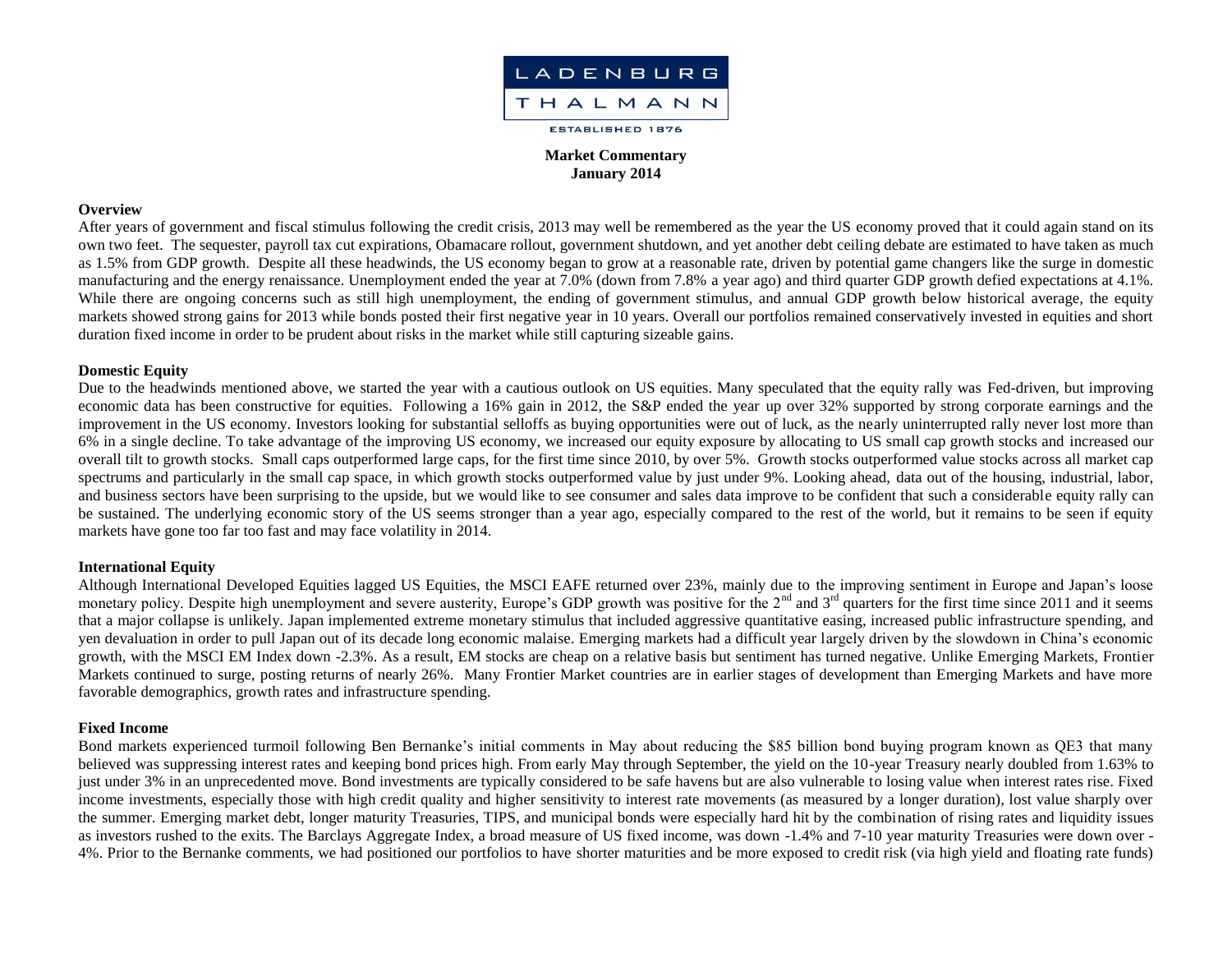LADENBURG THALMANN

ESTABLISHED 1876

**Market Commentary**
**January 2014**

## Overview

After years of government and fiscal stimulus following the credit crisis, 2013 may well be remembered as the year the US economy proved that it could again stand on its own two feet. The sequester, payroll tax cut expirations, Obamacare rollout, government shutdown, and yet another debt ceiling debate are estimated to have taken as much as 1.5% from GDP growth. Despite all these headwinds, the US economy began to grow at a reasonable rate, driven by potential game changers like the surge in domestic manufacturing and the energy renaissance. Unemployment ended the year at 7.0% (down from 7.8% a year ago) and third quarter GDP growth defied expectations at 4.1%. While there are ongoing concerns such as still high unemployment, the ending of government stimulus, and annual GDP growth below historical average, the equity markets showed strong gains for 2013 while bonds posted their first negative year in 10 years. Overall our portfolios remained conservatively invested in equities and short duration fixed income in order to be prudent about risks in the market while still capturing sizeable gains.

## Domestic Equity

Due to the headwinds mentioned above, we started the year with a cautious outlook on US equities. Many speculated that the equity rally was Fed-driven, but improving economic data has been constructive for equities. Following a 16% gain in 2012, the S&P ended the year up over 32% supported by strong corporate earnings and the improvement in the US economy. Investors looking for substantial selloffs as buying opportunities were out of luck, as the nearly uninterrupted rally never lost more than 6% in a single decline. To take advantage of the improving US economy, we increased our equity exposure by allocating to US small cap growth stocks and increased our overall tilt to growth stocks. Small caps outperformed large caps, for the first time since 2010, by over 5%. Growth stocks outperformed value stocks across all market cap spectrums and particularly in the small cap space, in which growth stocks outperformed value by just under 9%. Looking ahead, data out of the housing, industrial, labor, and business sectors have been surprising to the upside, but we would like to see consumer and sales data improve to be confident that such a considerable equity rally can be sustained. The underlying economic story of the US seems stronger than a year ago, especially compared to the rest of the world, but it remains to be seen if equity markets have gone too far too fast and may face volatility in 2014.

## International Equity

Although International Developed Equities lagged US Equities, the MSCI EAFE returned over 23%, mainly due to the improving sentiment in Europe and Japan's loose monetary policy. Despite high unemployment and severe austerity, Europe's GDP growth was positive for the 2nd and 3rd quarters for the first time since 2011 and it seems that a major collapse is unlikely. Japan implemented extreme monetary stimulus that included aggressive quantitative easing, increased public infrastructure spending, and yen devaluation in order to pull Japan out of its decade long economic malaise. Emerging markets had a difficult year largely driven by the slowdown in China's economic growth, with the MSCI EM Index down -2.3%. As a result, EM stocks are cheap on a relative basis but sentiment has turned negative. Unlike Emerging Markets, Frontier Markets continued to surge, posting returns of nearly 26%. Many Frontier Market countries are in earlier stages of development than Emerging Markets and have more favorable demographics, growth rates and infrastructure spending.

## Fixed Income

Bond markets experienced turmoil following Ben Bernanke's initial comments in May about reducing the $85 billion bond buying program known as QE3 that many believed was suppressing interest rates and keeping bond prices high. From early May through September, the yield on the 10-year Treasury nearly doubled from 1.63% to just under 3% in an unprecedented move. Bond investments are typically considered to be safe havens but are also vulnerable to losing value when interest rates rise. Fixed income investments, especially those with high credit quality and higher sensitivity to interest rate movements (as measured by a longer duration), lost value sharply over the summer. Emerging market debt, longer maturity Treasuries, TIPS, and municipal bonds were especially hard hit by the combination of rising rates and liquidity issues as investors rushed to the exits. The Barclays Aggregate Index, a broad measure of US fixed income, was down -1.4% and 7-10 year maturity Treasuries were down over -4%. Prior to the Bernanke comments, we had positioned our portfolios to have shorter maturities and be more exposed to credit risk (via high yield and floating rate funds)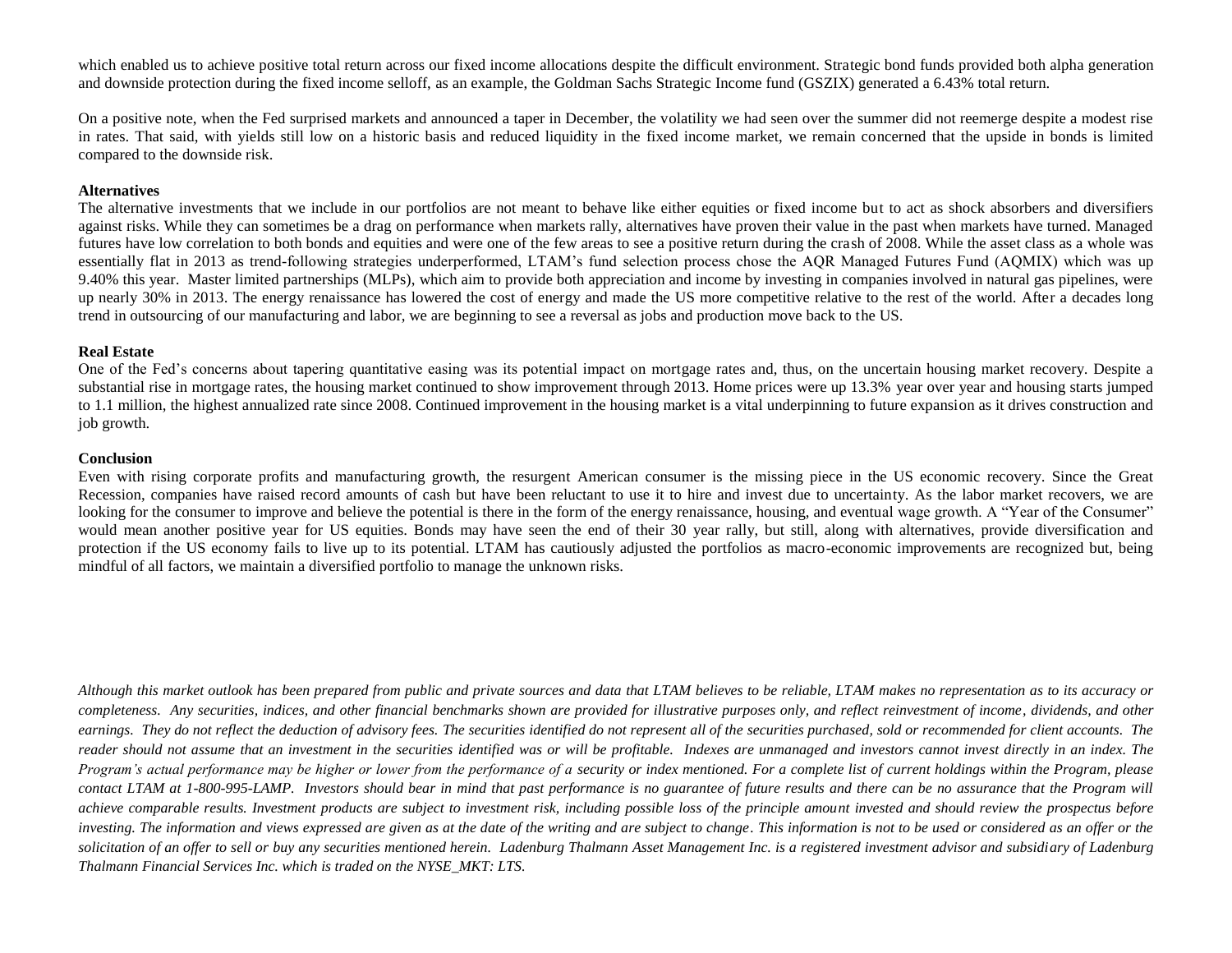which enabled us to achieve positive total return across our fixed income allocations despite the difficult environment. Strategic bond funds provided both alpha generation and downside protection during the fixed income selloff, as an example, the Goldman Sachs Strategic Income fund (GSZIX) generated a 6.43% total return.

On a positive note, when the Fed surprised markets and announced a taper in December, the volatility we had seen over the summer did not reemerge despite a modest rise in rates. That said, with yields still low on a historic basis and reduced liquidity in the fixed income market, we remain concerned that the upside in bonds is limited compared to the downside risk.

**Alternatives**

The alternative investments that we include in our portfolios are not meant to behave like either equities or fixed income but to act as shock absorbers and diversifiers against risks. While they can sometimes be a drag on performance when markets rally, alternatives have proven their value in the past when markets have turned. Managed futures have low correlation to both bonds and equities and were one of the few areas to see a positive return during the crash of 2008. While the asset class as a whole was essentially flat in 2013 as trend-following strategies underperformed, LTAM's fund selection process chose the AQR Managed Futures Fund (AQMIX) which was up 9.40% this year. Master limited partnerships (MLPs), which aim to provide both appreciation and income by investing in companies involved in natural gas pipelines, were up nearly 30% in 2013. The energy renaissance has lowered the cost of energy and made the US more competitive relative to the rest of the world. After a decades long trend in outsourcing of our manufacturing and labor, we are beginning to see a reversal as jobs and production move back to the US.

**Real Estate**

One of the Fed's concerns about tapering quantitative easing was its potential impact on mortgage rates and, thus, on the uncertain housing market recovery. Despite a substantial rise in mortgage rates, the housing market continued to show improvement through 2013. Home prices were up 13.3% year over year and housing starts jumped to 1.1 million, the highest annualized rate since 2008. Continued improvement in the housing market is a vital underpinning to future expansion as it drives construction and job growth.

**Conclusion**

Even with rising corporate profits and manufacturing growth, the resurgent American consumer is the missing piece in the US economic recovery. Since the Great Recession, companies have raised record amounts of cash but have been reluctant to use it to hire and invest due to uncertainty. As the labor market recovers, we are looking for the consumer to improve and believe the potential is there in the form of the energy renaissance, housing, and eventual wage growth. A "Year of the Consumer" would mean another positive year for US equities. Bonds may have seen the end of their 30 year rally, but still, along with alternatives, provide diversification and protection if the US economy fails to live up to its potential. LTAM has cautiously adjusted the portfolios as macro-economic improvements are recognized but, being mindful of all factors, we maintain a diversified portfolio to manage the unknown risks.

*Although this market outlook has been prepared from public and private sources and data that LTAM believes to be reliable, LTAM makes no representation as to its accuracy or completeness. Any securities, indices, and other financial benchmarks shown are provided for illustrative purposes only, and reflect reinvestment of income, dividends, and other earnings. They do not reflect the deduction of advisory fees. The securities identified do not represent all of the securities purchased, sold or recommended for client accounts. The reader should not assume that an investment in the securities identified was or will be profitable. Indexes are unmanaged and investors cannot invest directly in an index. The Program's actual performance may be higher or lower from the performance of a security or index mentioned. For a complete list of current holdings within the Program, please contact LTAM at 1-800-995-LAMP. Investors should bear in mind that past performance is no guarantee of future results and there can be no assurance that the Program will achieve comparable results. Investment products are subject to investment risk, including possible loss of the principle amount invested and should review the prospectus before investing. The information and views expressed are given as at the date of the writing and are subject to change. This information is not to be used or considered as an offer or the solicitation of an offer to sell or buy any securities mentioned herein. Ladenburg Thalmann Asset Management Inc. is a registered investment advisor and subsidiary of Ladenburg Thalmann Financial Services Inc. which is traded on the NYSE_MKT: LTS.*